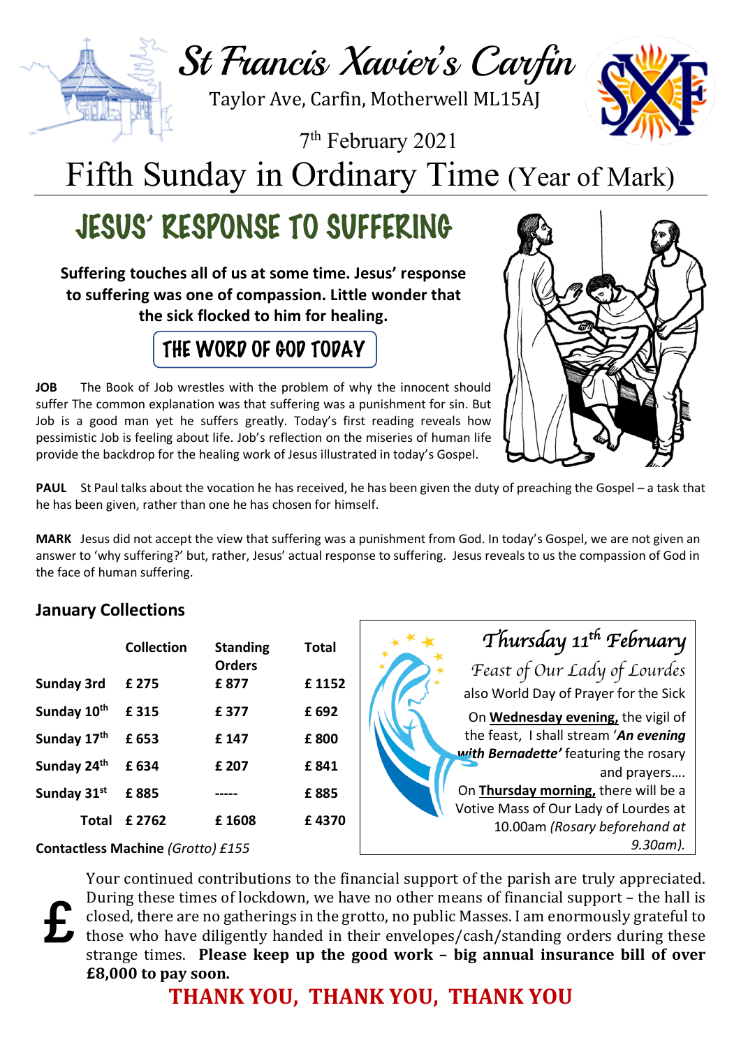# St Francis Xavier's Carfin

Taylor Ave, Carfin, Motherwell ML15AJ

7th February 2021

# Fifth Sunday in Ordinary Time (Year of Mark)

## JESUS' RESPONSE TO SUFFERING

**Suffering touches all of us at some time. Jesus' response to suffering was one of compassion. Little wonder that the sick flocked to him for healing.**

### THE WORD OF GOD TODAY

**JOB** The Book of Job wrestles with the problem of why the innocent should suffer The common explanation was that suffering was a punishment for sin. But Job is a good man yet he suffers greatly. Today's first reading reveals how pessimistic Job is feeling about life. Job's reflection on the miseries of human life provide the backdrop for the healing work of Jesus illustrated in today's Gospel.

**PAUL** St Paul talks about the vocation he has received, he has been given the duty of preaching the Gospel – a task that he has been given, rather than one he has chosen for himself.

**MARK** Jesus did not accept the view that suffering was a punishment from God. In today's Gospel, we are not given an answer to 'why suffering?' but, rather, Jesus' actual response to suffering. Jesus reveals to us the compassion of God in the face of human suffering.

### January Collections

| | Collection | Standing Orders | Total |
|---|---|---|---|
| **Sunday 3rd** | **£ 275** | **£ 877** | **£ 1152** |
| **Sunday 10th** | **£ 315** | **£ 377** | **£ 692** |
| **Sunday 17th** | **£ 653** | **£ 147** | **£ 800** |
| **Sunday 24th** | **£ 634** | **£ 207** | **£ 841** |
| **Sunday 31st** | **£ 885** | **-----** | **£ 885** |
| **Total** | **£ 2762** | **£ 1608** | **£ 4370** |

**Contactless Machine** *(Grotto) £155*

*Thursday 11th February*

*Feast of Our Lady of Lourdes*

also World Day of Prayer for the Sick

On **Wednesday evening,** the vigil of the feast, I shall stream '***An evening with Bernadette'*** featuring the rosary and prayers….

On **Thursday morning,** there will be a Votive Mass of Our Lady of Lourdes at 10.00am *(Rosary beforehand at 9.30am).*

£ Your continued contributions to the financial support of the parish are truly appreciated. During these times of lockdown, we have no other means of financial support – the hall is closed, there are no gatherings in the grotto, no public Masses. I am enormously grateful to those who have diligently handed in their envelopes/cash/standing orders during these strange times. **Please keep up the good work – big annual insurance bill of over £8,000 to pay soon.**

**THANK YOU, THANK YOU, THANK YOU**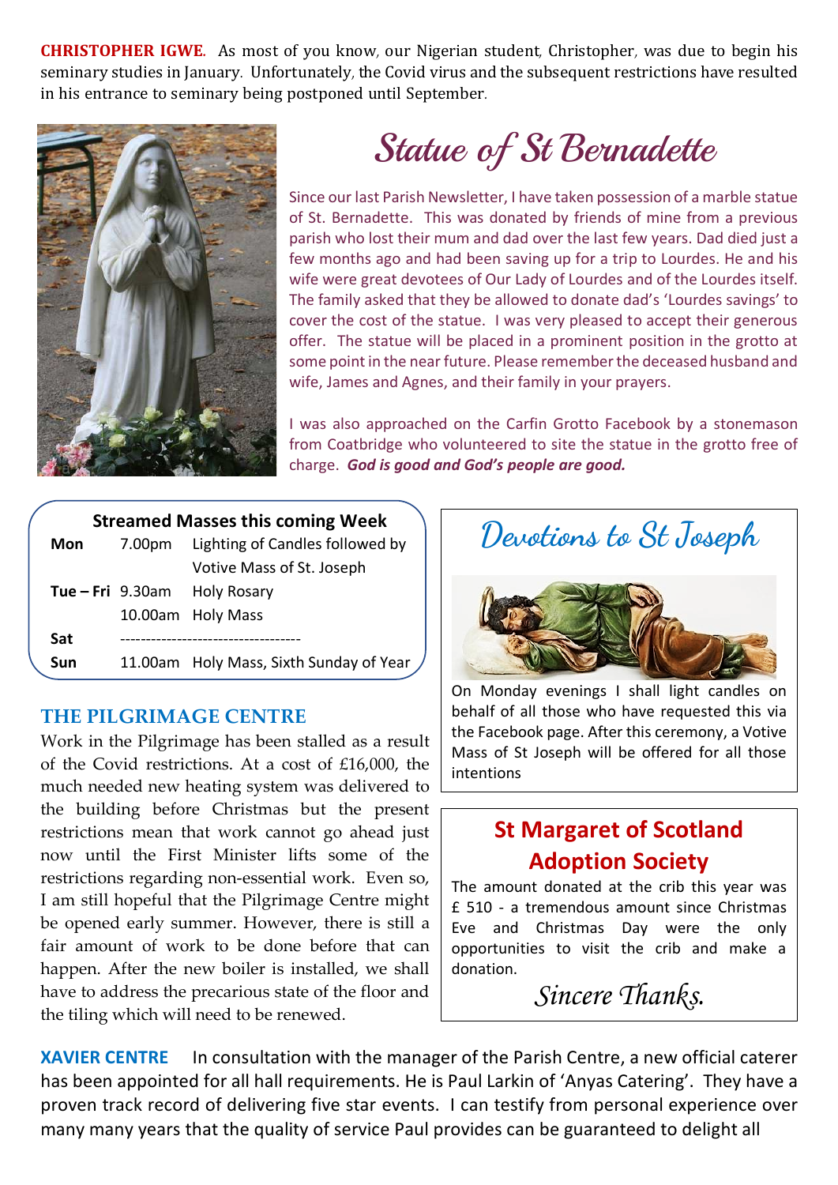**CHRISTOPHER IGWE.** As most of you know, our Nigerian student, Christopher, was due to begin his seminary studies in January. Unfortunately, the Covid virus and the subsequent restrictions have resulted in his entrance to seminary being postponed until September.

## Statue of St Bernadette

Since our last Parish Newsletter, I have taken possession of a marble statue of St. Bernadette. This was donated by friends of mine from a previous parish who lost their mum and dad over the last few years. Dad died just a few months ago and had been saving up for a trip to Lourdes. He and his wife were great devotees of Our Lady of Lourdes and of the Lourdes itself. The family asked that they be allowed to donate dad's 'Lourdes savings' to cover the cost of the statue. I was very pleased to accept their generous offer. The statue will be placed in a prominent position in the grotto at some point in the near future. Please remember the deceased husband and wife, James and Agnes, and their family in your prayers.

I was also approached on the Carfin Grotto Facebook by a stonemason from Coatbridge who volunteered to site the statue in the grotto free of charge. ***God is good and God's people are good.***

### Streamed Masses this coming Week

| | | |
|---|---|---|
| **Mon** | 7.00pm | Lighting of Candles followed by Votive Mass of St. Joseph |
| **Tue – Fri** | 9.30am | Holy Rosary |
| | 10.00am | Holy Mass |
| **Sat** | ----------------------------------- | |
| **Sun** | 11.00am | Holy Mass, Sixth Sunday of Year |

### THE PILGRIMAGE CENTRE

Work in the Pilgrimage has been stalled as a result of the Covid restrictions. At a cost of £16,000, the much needed new heating system was delivered to the building before Christmas but the present restrictions mean that work cannot go ahead just now until the First Minister lifts some of the restrictions regarding non-essential work. Even so, I am still hopeful that the Pilgrimage Centre might be opened early summer. However, there is still a fair amount of work to be done before that can happen. After the new boiler is installed, we shall have to address the precarious state of the floor and the tiling which will need to be renewed.

## Devotions to St Joseph

On Monday evenings I shall light candles on behalf of all those who have requested this via the Facebook page. After this ceremony, a Votive Mass of St Joseph will be offered for all those intentions

### St Margaret of Scotland Adoption Society

The amount donated at the crib this year was £ 510 - a tremendous amount since Christmas Eve and Christmas Day were the only opportunities to visit the crib and make a donation.

*Sincere Thanks.*

**XAVIER CENTRE** In consultation with the manager of the Parish Centre, a new official caterer has been appointed for all hall requirements. He is Paul Larkin of 'Anyas Catering'. They have a proven track record of delivering five star events. I can testify from personal experience over many many years that the quality of service Paul provides can be guaranteed to delight all